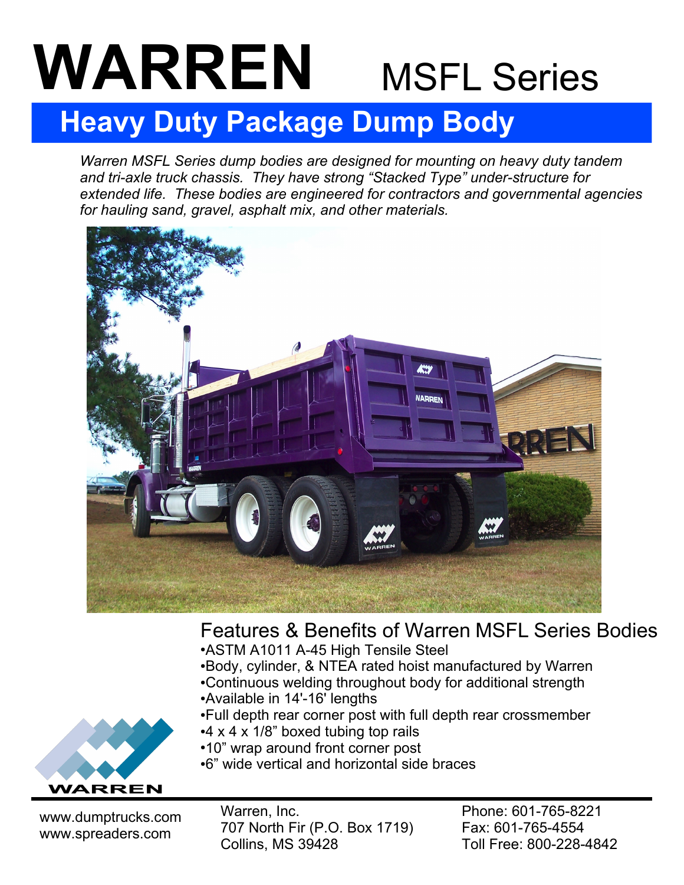# WARREN MSFL Series

## Heavy Duty Package Dump Body

*Warren MSFL Series dump bodies are designed for mounting on heavy duty tandem and tri-axle truck chassis. They have strong "Stacked Type" under-structure for extended life. These bodies are engineered for contractors and governmental agencies for hauling sand, gravel, asphalt mix, and other materials.*

### Features & Benefits of Warren MSFL Series Bodies

- ASTM A1011 A-45 High Tensile Steel
- Body, cylinder, & NTEA rated hoist manufactured by Warren
- Continuous welding throughout body for additional strength
- Available in 14'-16' lengths
- Full depth rear corner post with full depth rear crossmember
- 4 x 4 x 1/8" boxed tubing top rails
- 10" wrap around front corner post
- 6" wide vertical and horizontal side braces

WARREN

www.dumptrucks.com
www.spreaders.com

Warren, Inc.
707 North Fir (P.O. Box 1719)
Collins, MS 39428

Phone: 601-765-8221
Fax: 601-765-4554
Toll Free: 800-228-4842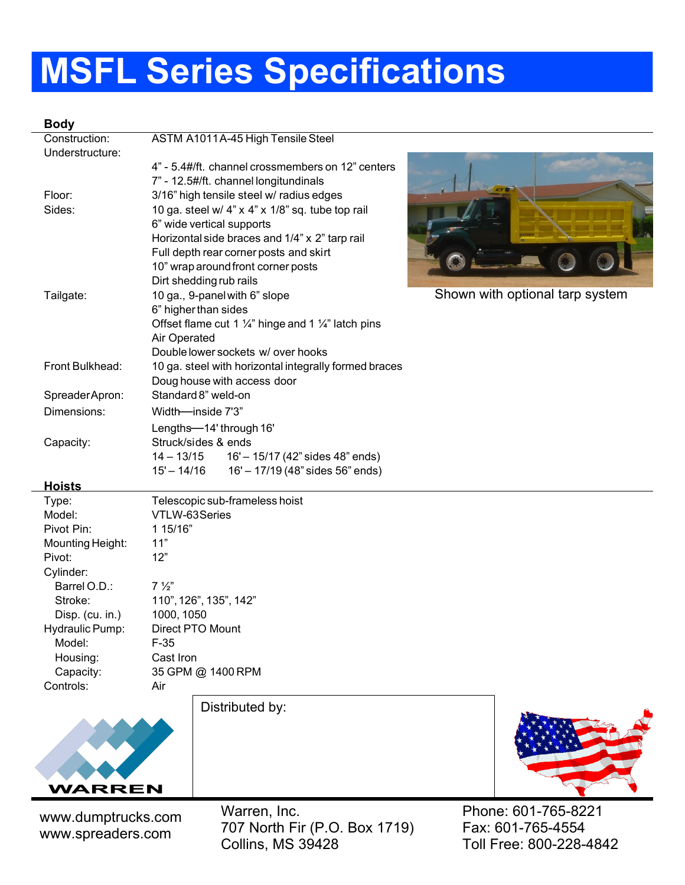# MSFL Series Specifications

## Body

| | |
|---|---|
| Construction: | ASTM A1011A-45 High Tensile Steel |
| Understructure: | 4" - 5.4#/ft. channel crossmembers on 12" centers<br>7" - 12.5#/ft. channel longitundinals |
| Floor: | 3/16" high tensile steel w/ radius edges |
| Sides: | 10 ga. steel w/ 4" x 4" x 1/8" sq. tube top rail<br>6" wide vertical supports<br>Horizontal side braces and 1/4" x 2" tarp rail<br>Full depth rear corner posts and skirt<br>10" wrap around front corner posts<br>Dirt shedding rub rails |
| Tailgate: | 10 ga., 9-panel with 6" slope<br>6" higher than sides<br>Offset flame cut 1 ¼" hinge and 1 ¼" latch pins<br>Air Operated<br>Double lower sockets w/ over hooks |
| Front Bulkhead: | 10 ga. steel with horizontal integrally formed braces<br>Doug house with access door |
| Spreader Apron: | Standard 8" weld-on |
| Dimensions: | Width—inside 7'3"<br>Lengths—14' through 16' |
| Capacity: | Struck/sides & ends<br>14 – 13/15 &nbsp;&nbsp; 16' – 15/17 (42" sides 48" ends)<br>15' – 14/16 &nbsp;&nbsp; 16' – 17/19 (48" sides 56" ends) |

Shown with optional tarp system

## Hoists

| | |
|---|---|
| Type: | Telescopic sub-frameless hoist |
| Model: | VTLW-63 Series |
| Pivot Pin: | 1 15/16" |
| Mounting Height: | 11" |
| Pivot: | 12" |
| Cylinder: | |
| Barrel O.D.: | 7 ½" |
| Stroke: | 110", 126", 135", 142" |
| Disp. (cu. in.) | 1000, 1050 |
| Hydraulic Pump: | Direct PTO Mount |
| Model: | F-35 |
| Housing: | Cast Iron |
| Capacity: | 35 GPM @ 1400 RPM |
| Controls: | Air |

Distributed by:

WARREN

www.dumptrucks.com
www.spreaders.com

Warren, Inc.
707 North Fir (P.O. Box 1719)
Collins, MS 39428

Phone: 601-765-8221
Fax: 601-765-4554
Toll Free: 800-228-4842